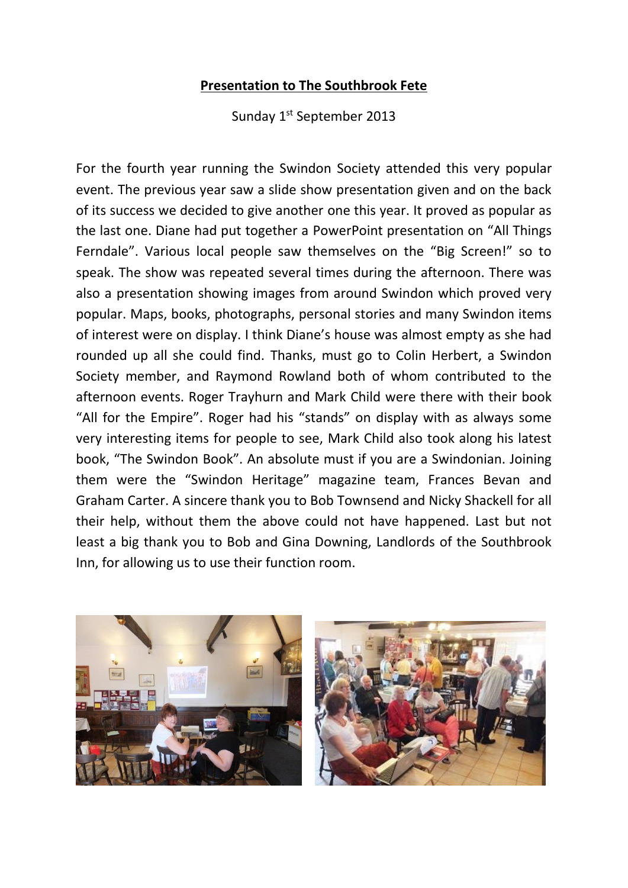# Presentation to The Southbrook Fete

Sunday 1st September 2013

For the fourth year running the Swindon Society attended this very popular event. The previous year saw a slide show presentation given and on the back of its success we decided to give another one this year. It proved as popular as the last one. Diane had put together a PowerPoint presentation on “All Things Ferndale”. Various local people saw themselves on the “Big Screen!” so to speak. The show was repeated several times during the afternoon. There was also a presentation showing images from around Swindon which proved very popular. Maps, books, photographs, personal stories and many Swindon items of interest were on display. I think Diane’s house was almost empty as she had rounded up all she could find. Thanks, must go to Colin Herbert, a Swindon Society member, and Raymond Rowland both of whom contributed to the afternoon events. Roger Trayhurn and Mark Child were there with their book “All for the Empire”. Roger had his “stands” on display with as always some very interesting items for people to see, Mark Child also took along his latest book, “The Swindon Book”. An absolute must if you are a Swindonian. Joining them were the “Swindon Heritage” magazine team, Frances Bevan and Graham Carter. A sincere thank you to Bob Townsend and Nicky Shackell for all their help, without them the above could not have happened. Last but not least a big thank you to Bob and Gina Downing, Landlords of the Southbrook Inn, for allowing us to use their function room.